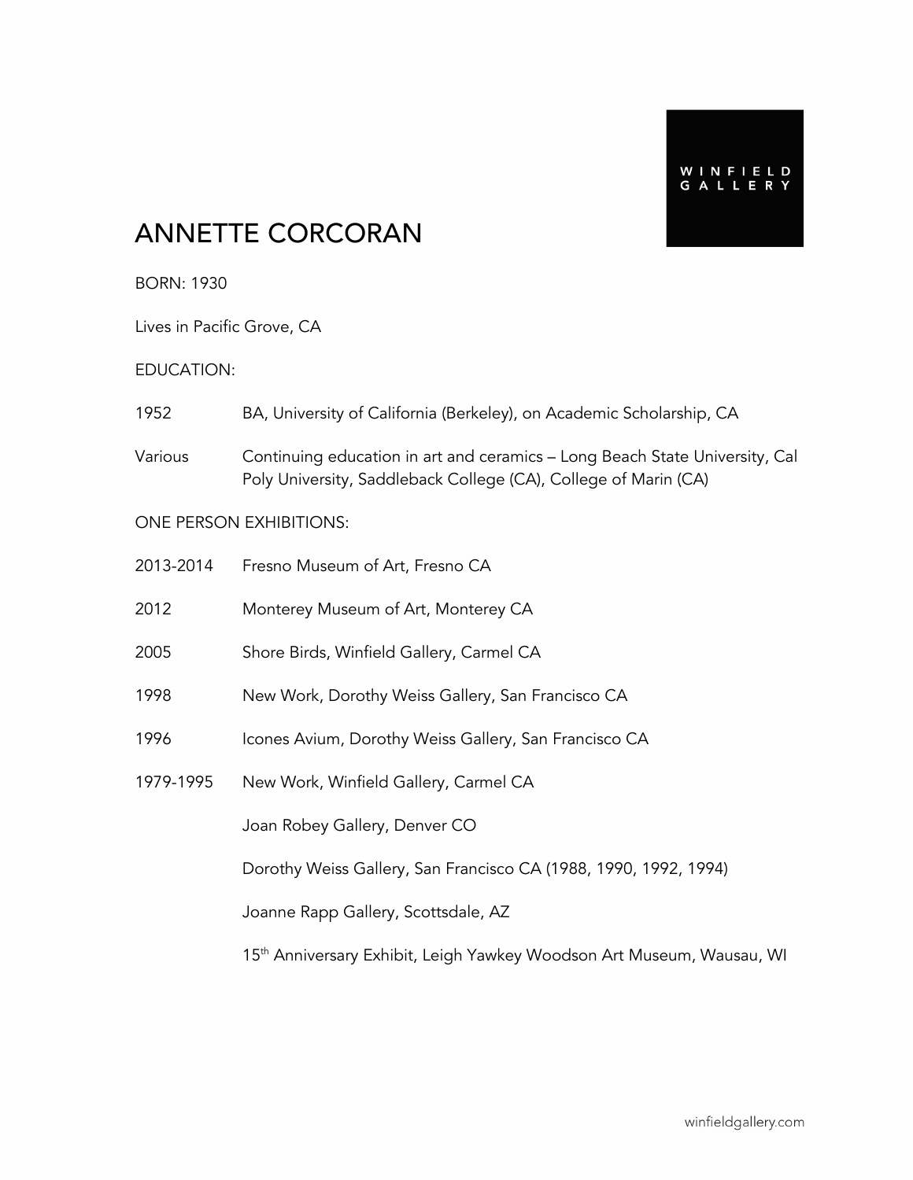WINFIELD GALLERY

# ANNETTE CORCORAN

BORN: 1930

Lives in Pacific Grove, CA

## EDUCATION:

| | |
|---|---|
| 1952 | BA, University of California (Berkeley), on Academic Scholarship, CA |
| Various | Continuing education in art and ceramics – Long Beach State University, Cal Poly University, Saddleback College (CA), College of Marin (CA) |

## ONE PERSON EXHIBITIONS:

| | |
|---|---|
| 2013-2014 | Fresno Museum of Art, Fresno CA |
| 2012 | Monterey Museum of Art, Monterey CA |
| 2005 | Shore Birds, Winfield Gallery, Carmel CA |
| 1998 | New Work, Dorothy Weiss Gallery, San Francisco CA |
| 1996 | Icones Avium, Dorothy Weiss Gallery, San Francisco CA |
| 1979-1995 | New Work, Winfield Gallery, Carmel CA |
| | Joan Robey Gallery, Denver CO |
| | Dorothy Weiss Gallery, San Francisco CA (1988, 1990, 1992, 1994) |
| | Joanne Rapp Gallery, Scottsdale, AZ |
| | 15th Anniversary Exhibit, Leigh Yawkey Woodson Art Museum, Wausau, WI |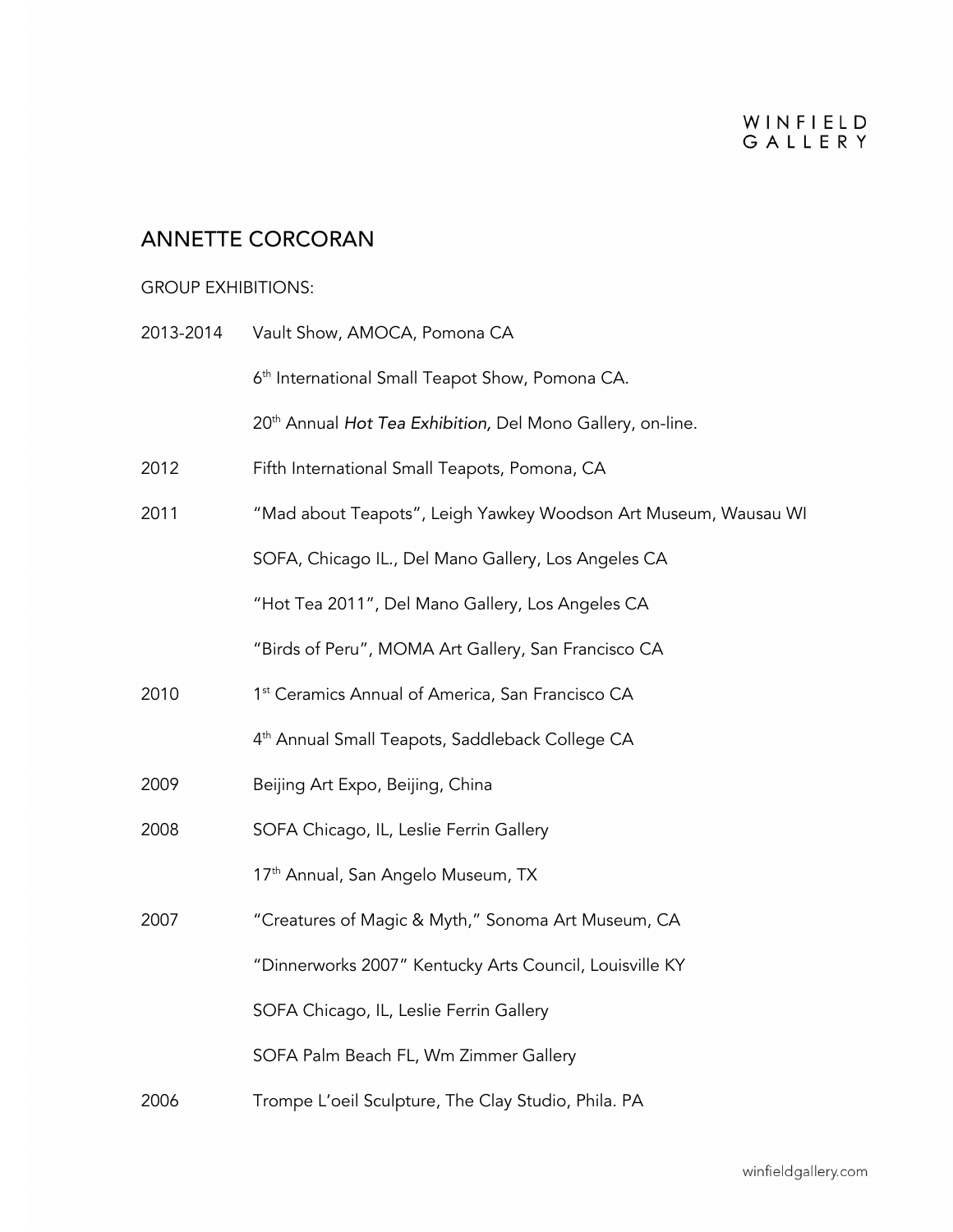# ANNETTE CORCORAN

GROUP EXHIBITIONS:

| | |
|---|---|
| 2013-2014 | Vault Show, AMOCA, Pomona CA |
| | 6th International Small Teapot Show, Pomona CA. |
| | 20th Annual *Hot Tea Exhibition,* Del Mono Gallery, on-line. |
| 2012 | Fifth International Small Teapots, Pomona, CA |
| 2011 | "Mad about Teapots", Leigh Yawkey Woodson Art Museum, Wausau WI |
| | SOFA, Chicago IL., Del Mano Gallery, Los Angeles CA |
| | "Hot Tea 2011", Del Mano Gallery, Los Angeles CA |
| | "Birds of Peru", MOMA Art Gallery, San Francisco CA |
| 2010 | 1st Ceramics Annual of America, San Francisco CA |
| | 4th Annual Small Teapots, Saddleback College CA |
| 2009 | Beijing Art Expo, Beijing, China |
| 2008 | SOFA Chicago, IL, Leslie Ferrin Gallery |
| | 17th Annual, San Angelo Museum, TX |
| 2007 | "Creatures of Magic & Myth," Sonoma Art Museum, CA |
| | "Dinnerworks 2007" Kentucky Arts Council, Louisville KY |
| | SOFA Chicago, IL, Leslie Ferrin Gallery |
| | SOFA Palm Beach FL, Wm Zimmer Gallery |
| 2006 | Trompe L'oeil Sculpture, The Clay Studio, Phila. PA |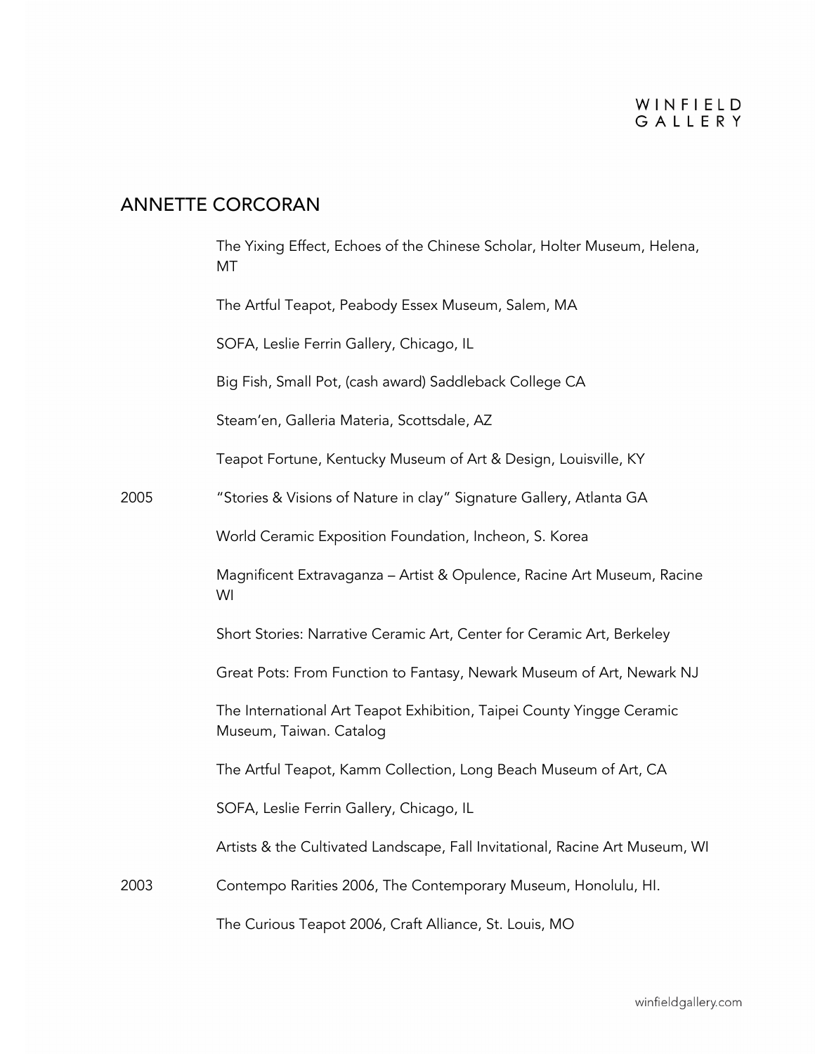## ANNETTE CORCORAN

| | |
|---|---|
| | The Yixing Effect, Echoes of the Chinese Scholar, Holter Museum, Helena, MT |
| | The Artful Teapot, Peabody Essex Museum, Salem, MA |
| | SOFA, Leslie Ferrin Gallery, Chicago, IL |
| | Big Fish, Small Pot, (cash award) Saddleback College CA |
| | Steam'en, Galleria Materia, Scottsdale, AZ |
| | Teapot Fortune, Kentucky Museum of Art & Design, Louisville, KY |
| 2005 | "Stories & Visions of Nature in clay" Signature Gallery, Atlanta GA |
| | World Ceramic Exposition Foundation, Incheon, S. Korea |
| | Magnificent Extravaganza – Artist & Opulence, Racine Art Museum, Racine WI |
| | Short Stories: Narrative Ceramic Art, Center for Ceramic Art, Berkeley |
| | Great Pots: From Function to Fantasy, Newark Museum of Art, Newark NJ |
| | The International Art Teapot Exhibition, Taipei County Yingge Ceramic Museum, Taiwan. Catalog |
| | The Artful Teapot, Kamm Collection, Long Beach Museum of Art, CA |
| | SOFA, Leslie Ferrin Gallery, Chicago, IL |
| | Artists & the Cultivated Landscape, Fall Invitational, Racine Art Museum, WI |
| 2003 | Contempo Rarities 2006, The Contemporary Museum, Honolulu, HI. |
| | The Curious Teapot 2006, Craft Alliance, St. Louis, MO |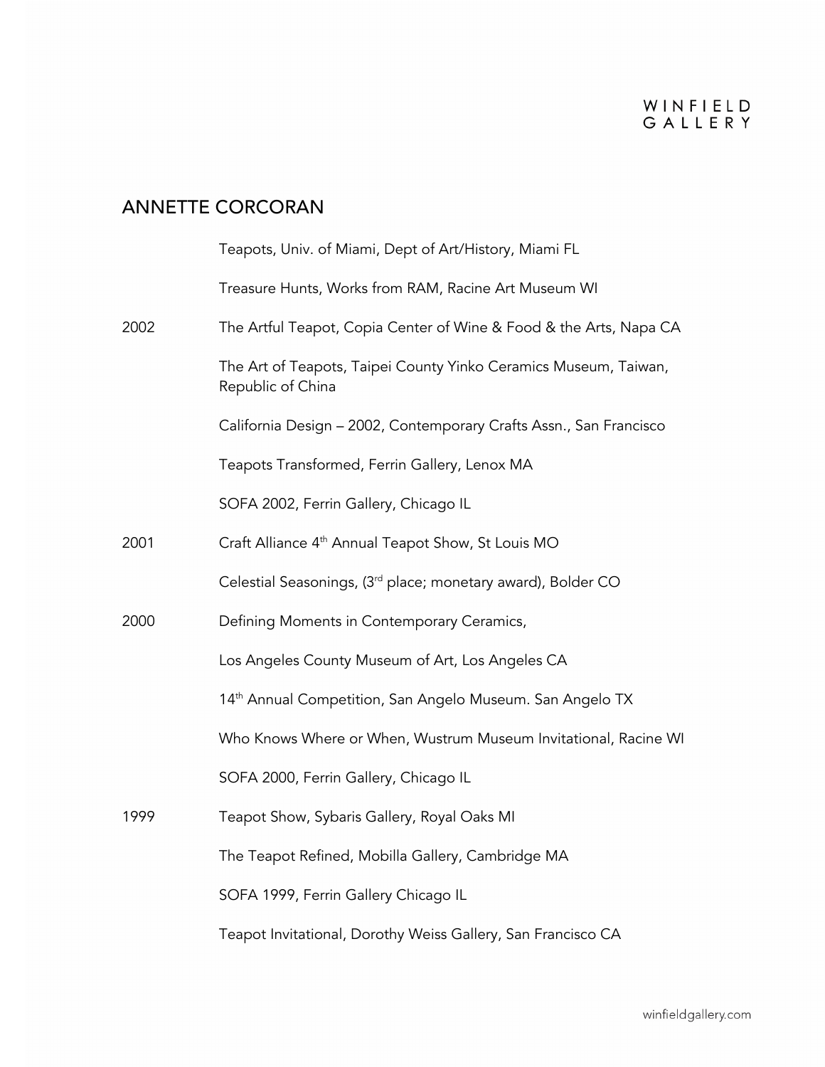## ANNETTE CORCORAN

| | |
|---|---|
| | Teapots, Univ. of Miami, Dept of Art/History, Miami FL |
| | Treasure Hunts, Works from RAM, Racine Art Museum WI |
| 2002 | The Artful Teapot, Copia Center of Wine & Food & the Arts, Napa CA |
| | The Art of Teapots, Taipei County Yinko Ceramics Museum, Taiwan, Republic of China |
| | California Design – 2002, Contemporary Crafts Assn., San Francisco |
| | Teapots Transformed, Ferrin Gallery, Lenox MA |
| | SOFA 2002, Ferrin Gallery, Chicago IL |
| 2001 | Craft Alliance 4th Annual Teapot Show, St Louis MO |
| | Celestial Seasonings, (3rd place; monetary award), Bolder CO |
| 2000 | Defining Moments in Contemporary Ceramics, |
| | Los Angeles County Museum of Art, Los Angeles CA |
| | 14th Annual Competition, San Angelo Museum. San Angelo TX |
| | Who Knows Where or When, Wustrum Museum Invitational, Racine WI |
| | SOFA 2000, Ferrin Gallery, Chicago IL |
| 1999 | Teapot Show, Sybaris Gallery, Royal Oaks MI |
| | The Teapot Refined, Mobilla Gallery, Cambridge MA |
| | SOFA 1999, Ferrin Gallery Chicago IL |
| | Teapot Invitational, Dorothy Weiss Gallery, San Francisco CA |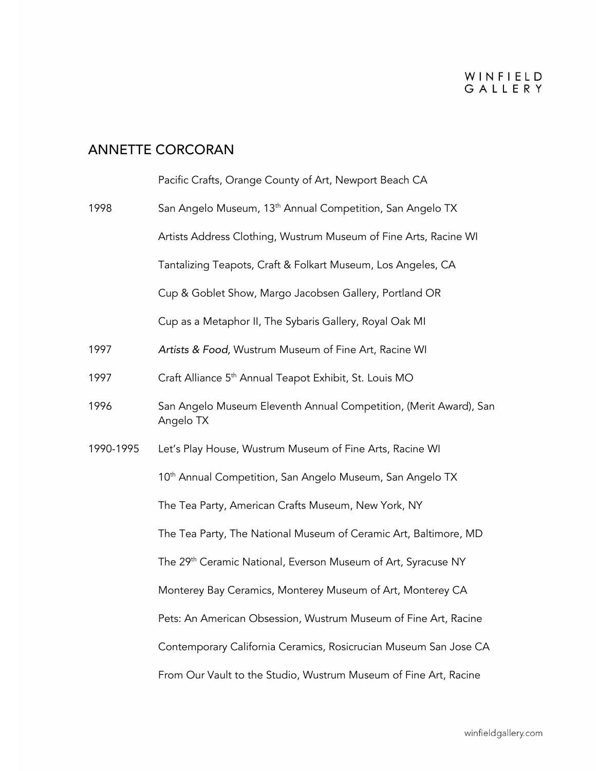## ANNETTE CORCORAN

| | |
|---|---|
| | Pacific Crafts, Orange County of Art, Newport Beach CA |
| 1998 | San Angelo Museum, 13th Annual Competition, San Angelo TX |
| | Artists Address Clothing, Wustrum Museum of Fine Arts, Racine WI |
| | Tantalizing Teapots, Craft & Folkart Museum, Los Angeles, CA |
| | Cup & Goblet Show, Margo Jacobsen Gallery, Portland OR |
| | Cup as a Metaphor II, The Sybaris Gallery, Royal Oak MI |
| 1997 | *Artists & Food,* Wustrum Museum of Fine Art, Racine WI |
| 1997 | Craft Alliance 5th Annual Teapot Exhibit, St. Louis MO |
| 1996 | San Angelo Museum Eleventh Annual Competition, (Merit Award), San Angelo TX |
| 1990-1995 | Let's Play House, Wustrum Museum of Fine Arts, Racine WI |
| | 10th Annual Competition, San Angelo Museum, San Angelo TX |
| | The Tea Party, American Crafts Museum, New York, NY |
| | The Tea Party, The National Museum of Ceramic Art, Baltimore, MD |
| | The 29th Ceramic National, Everson Museum of Art, Syracuse NY |
| | Monterey Bay Ceramics, Monterey Museum of Art, Monterey CA |
| | Pets: An American Obsession, Wustrum Museum of Fine Art, Racine |
| | Contemporary California Ceramics, Rosicrucian Museum San Jose CA |
| | From Our Vault to the Studio, Wustrum Museum of Fine Art, Racine |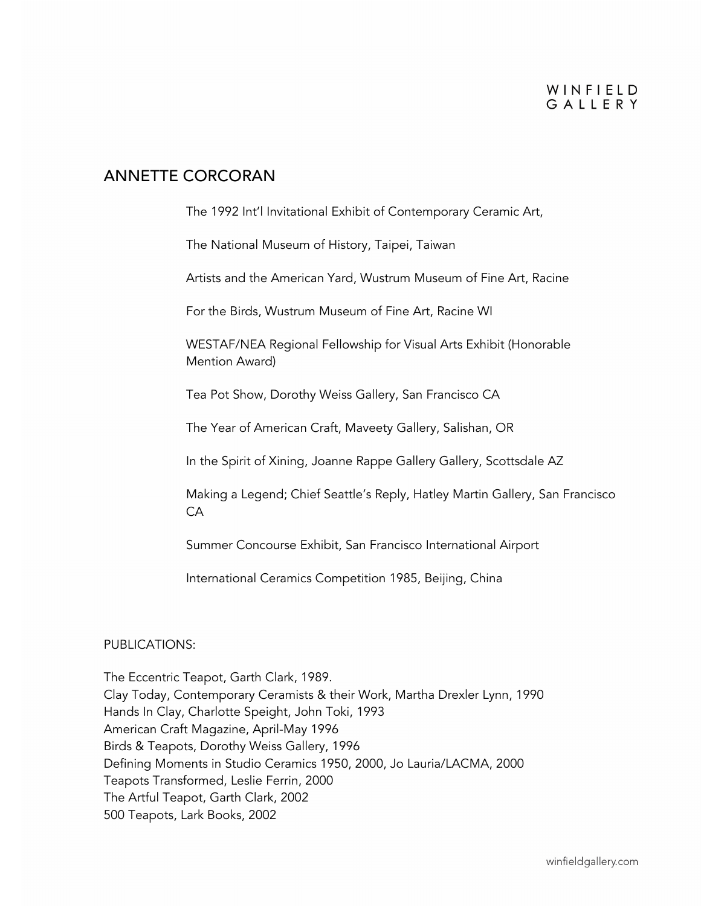## ANNETTE CORCORAN

The 1992 Int'l Invitational Exhibit of Contemporary Ceramic Art,

The National Museum of History, Taipei, Taiwan

Artists and the American Yard, Wustrum Museum of Fine Art, Racine

For the Birds, Wustrum Museum of Fine Art, Racine WI

WESTAF/NEA Regional Fellowship for Visual Arts Exhibit (Honorable Mention Award)

Tea Pot Show, Dorothy Weiss Gallery, San Francisco CA

The Year of American Craft, Maveety Gallery, Salishan, OR

In the Spirit of Xining, Joanne Rappe Gallery Gallery, Scottsdale AZ

Making a Legend; Chief Seattle's Reply, Hatley Martin Gallery, San Francisco CA

Summer Concourse Exhibit, San Francisco International Airport

International Ceramics Competition 1985, Beijing, China

PUBLICATIONS:

The Eccentric Teapot, Garth Clark, 1989.
Clay Today, Contemporary Ceramists & their Work, Martha Drexler Lynn, 1990
Hands In Clay, Charlotte Speight, John Toki, 1993
American Craft Magazine, April-May 1996
Birds & Teapots, Dorothy Weiss Gallery, 1996
Defining Moments in Studio Ceramics 1950, 2000, Jo Lauria/LACMA, 2000
Teapots Transformed, Leslie Ferrin, 2000
The Artful Teapot, Garth Clark, 2002
500 Teapots, Lark Books, 2002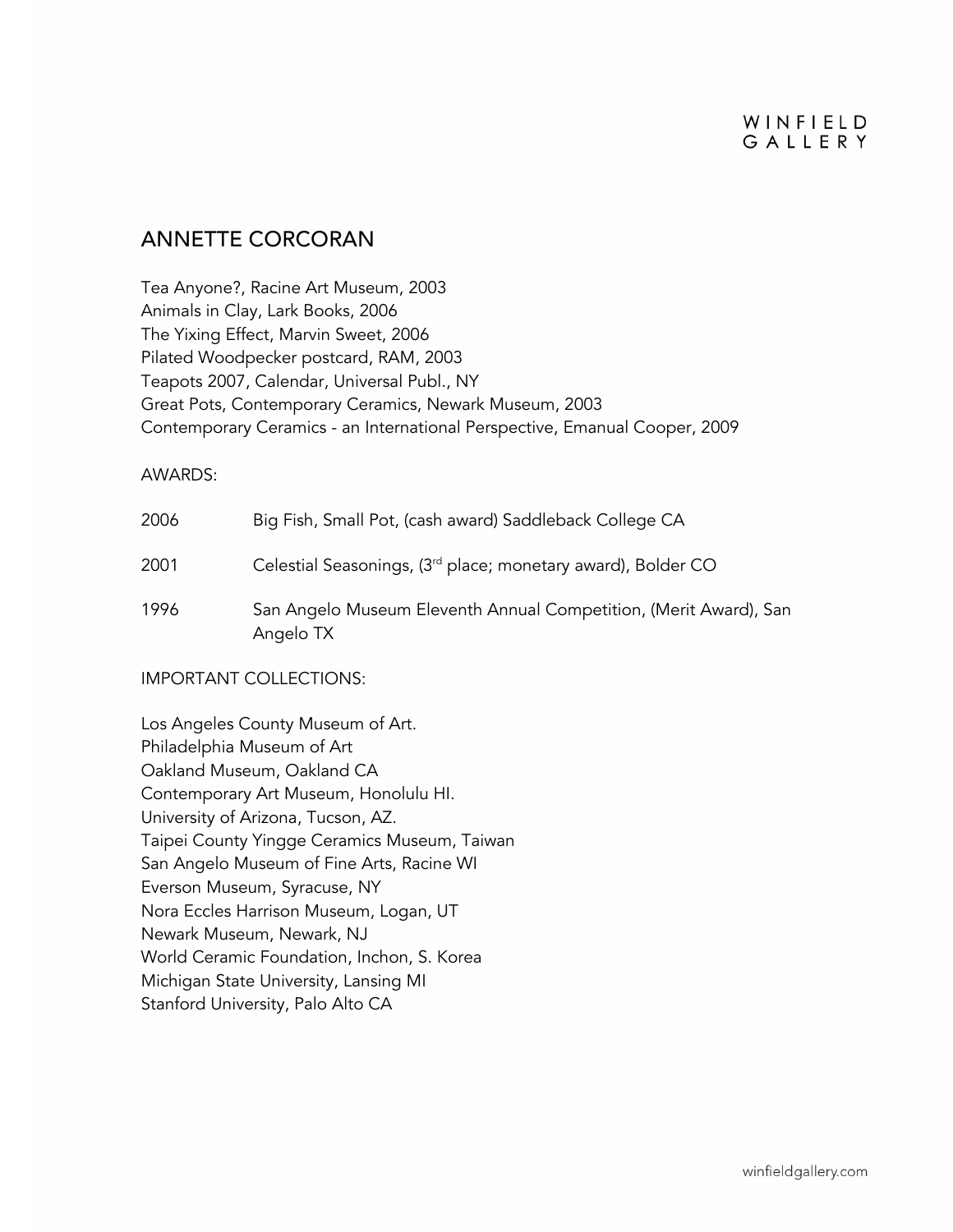# ANNETTE CORCORAN

Tea Anyone?, Racine Art Museum, 2003
Animals in Clay, Lark Books, 2006
The Yixing Effect, Marvin Sweet, 2006
Pilated Woodpecker postcard, RAM, 2003
Teapots 2007, Calendar, Universal Publ., NY
Great Pots, Contemporary Ceramics, Newark Museum, 2003
Contemporary Ceramics - an International Perspective, Emanual Cooper, 2009

AWARDS:

| | |
|---|---|
| 2006 | Big Fish, Small Pot, (cash award) Saddleback College CA |
| 2001 | Celestial Seasonings, (3rd place; monetary award), Bolder CO |
| 1996 | San Angelo Museum Eleventh Annual Competition, (Merit Award), San Angelo TX |

IMPORTANT COLLECTIONS:

Los Angeles County Museum of Art.
Philadelphia Museum of Art
Oakland Museum, Oakland CA
Contemporary Art Museum, Honolulu HI.
University of Arizona, Tucson, AZ.
Taipei County Yingge Ceramics Museum, Taiwan
San Angelo Museum of Fine Arts, Racine WI
Everson Museum, Syracuse, NY
Nora Eccles Harrison Museum, Logan, UT
Newark Museum, Newark, NJ
World Ceramic Foundation, Inchon, S. Korea
Michigan State University, Lansing MI
Stanford University, Palo Alto CA